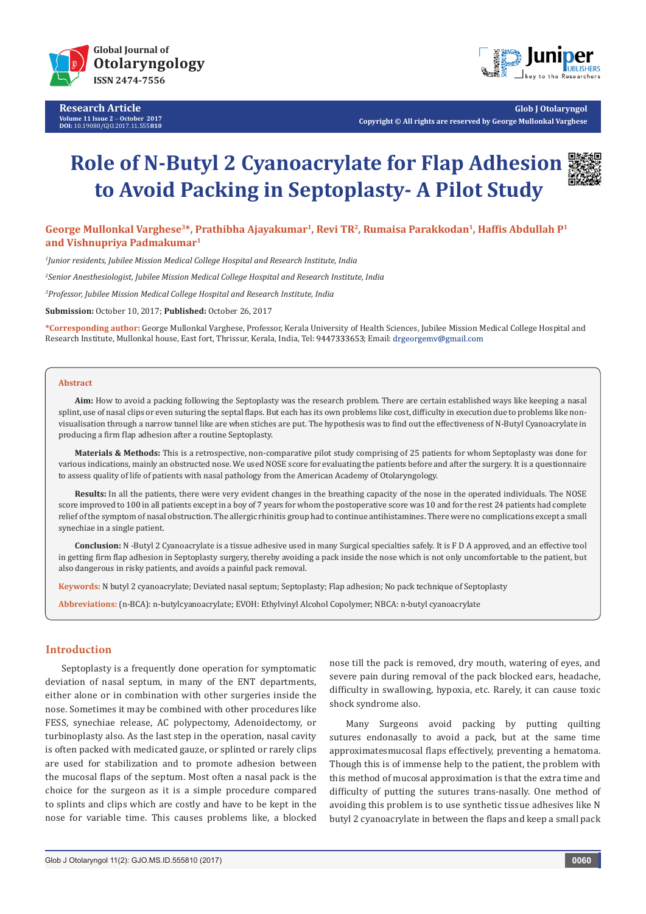# Role of N-Butyl 2 Cyanoacrylate for Flap Adhesion to Avoid Packing in Septoplasty- A Pilot Study

**Research Article**
Volume 11 Issue 2 – October 2017
DOI: 10.19080/GJO.2017.11.555810

Glob J Otolaryngol
Copyright © All rights are reserved by George Mullonkal Varghese

**George Mullonkal Varghese[3]*, Prathibha Ajayakumar[1], Revi TR[2], Rumaisa Parakkodan[1], Haffis Abdullah P[1] and Vishnupriya Padmakumar[1]**

*[1]Junior residents, Jubilee Mission Medical College Hospital and Research Institute, India*

*[2]Senior Anesthesiologist, Jubilee Mission Medical College Hospital and Research Institute, India*

*[3]Professor, Jubilee Mission Medical College Hospital and Research Institute, India*

**Submission:** October 10, 2017; **Published:** October 26, 2017

***Corresponding author:** George Mullonkal Varghese, Professor, Kerala University of Health Sciences, Jubilee Mission Medical College Hospital and Research Institute, Mullonkal house, East fort, Thrissur, Kerala, India, Tel: 9447333653; Email: drgeorgemv@gmail.com

## Abstract

**Aim:** How to avoid a packing following the Septoplasty was the research problem. There are certain established ways like keeping a nasal splint, use of nasal clips or even suturing the septal flaps. But each has its own problems like cost, difficulty in execution due to problems like non-visualisation through a narrow tunnel like are when stiches are put. The hypothesis was to find out the effectiveness of N-Butyl Cyanoacrylate in producing a firm flap adhesion after a routine Septoplasty.

**Materials & Methods:** This is a retrospective, non-comparative pilot study comprising of 25 patients for whom Septoplasty was done for various indications, mainly an obstructed nose. We used NOSE score for evaluating the patients before and after the surgery. It is a questionnaire to assess quality of life of patients with nasal pathology from the American Academy of Otolaryngology.

**Results:** In all the patients, there were very evident changes in the breathing capacity of the nose in the operated individuals. The NOSE score improved to 100 in all patients except in a boy of 7 years for whom the postoperative score was 10 and for the rest 24 patients had complete relief of the symptom of nasal obstruction. The allergic rhinitis group had to continue antihistamines. There were no complications except a small synechiae in a single patient.

**Conclusion:** N -Butyl 2 Cyanoacrylate is a tissue adhesive used in many Surgical specialties safely. It is F D A approved, and an effective tool in getting firm flap adhesion in Septoplasty surgery, thereby avoiding a pack inside the nose which is not only uncomfortable to the patient, but also dangerous in risky patients, and avoids a painful pack removal.

**Keywords:** N butyl 2 cyanoacrylate; Deviated nasal septum; Septoplasty; Flap adhesion; No pack technique of Septoplasty

**Abbreviations:** (n-BCA): n-butylcyanoacrylate; EVOH: Ethylvinyl Alcohol Copolymer; NBCA: n-butyl cyanoacrylate

## Introduction

Septoplasty is a frequently done operation for symptomatic deviation of nasal septum, in many of the ENT departments, either alone or in combination with other surgeries inside the nose. Sometimes it may be combined with other procedures like FESS, synechiae release, AC polypectomy, Adenoidectomy, or turbinoplasty also. As the last step in the operation, nasal cavity is often packed with medicated gauze, or splinted or rarely clips are used for stabilization and to promote adhesion between the mucosal flaps of the septum. Most often a nasal pack is the choice for the surgeon as it is a simple procedure compared to splints and clips which are costly and have to be kept in the nose for variable time. This causes problems like, a blocked nose till the pack is removed, dry mouth, watering of eyes, and severe pain during removal of the pack blocked ears, headache, difficulty in swallowing, hypoxia, etc. Rarely, it can cause toxic shock syndrome also.

Many Surgeons avoid packing by putting quilting sutures endonasally to avoid a pack, but at the same time approximatesmucosal flaps effectively, preventing a hematoma. Though this is of immense help to the patient, the problem with this method of mucosal approximation is that the extra time and difficulty of putting the sutures trans-nasally. One method of avoiding this problem is to use synthetic tissue adhesives like N butyl 2 cyanoacrylate in between the flaps and keep a small pack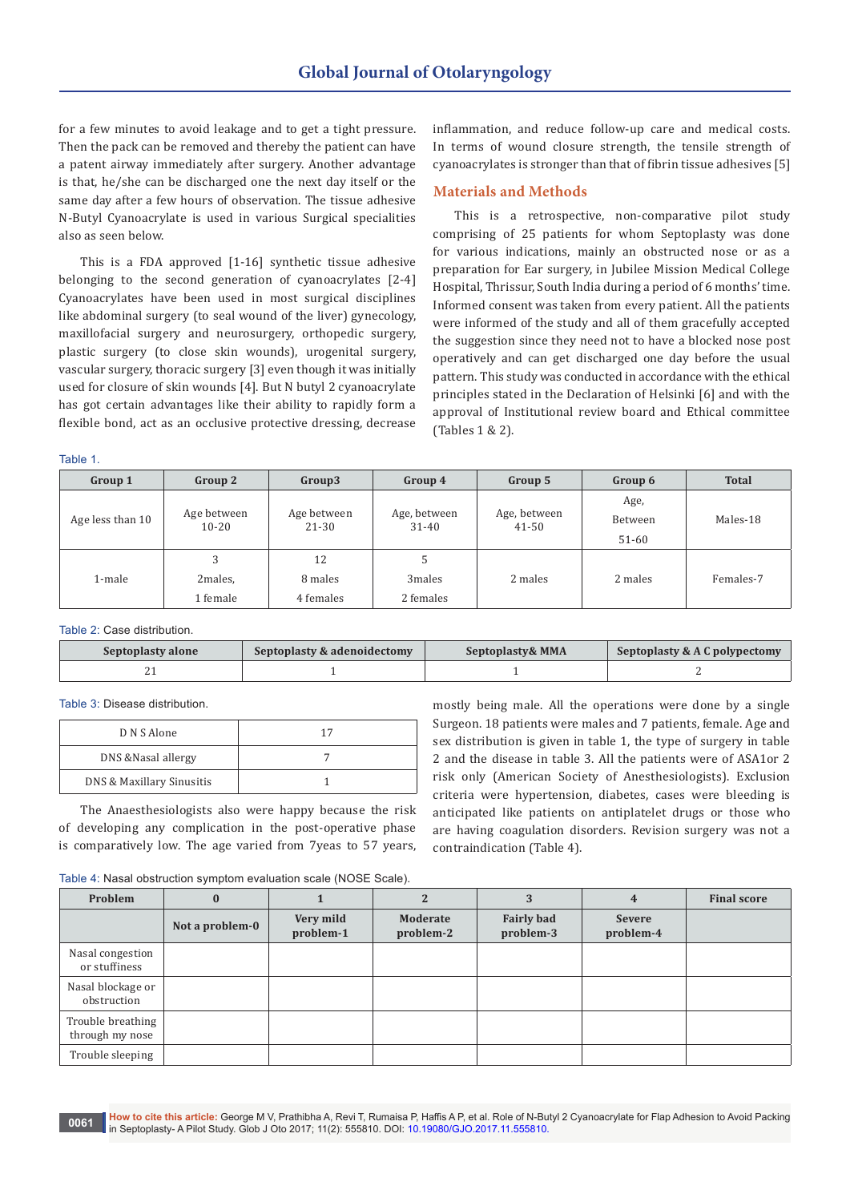for a few minutes to avoid leakage and to get a tight pressure. Then the pack can be removed and thereby the patient can have a patent airway immediately after surgery. Another advantage is that, he/she can be discharged one the next day itself or the same day after a few hours of observation. The tissue adhesive N-Butyl Cyanoacrylate is used in various Surgical specialities also as seen below.

This is a FDA approved [1-16] synthetic tissue adhesive belonging to the second generation of cyanoacrylates [2-4] Cyanoacrylates have been used in most surgical disciplines like abdominal surgery (to seal wound of the liver) gynecology, maxillofacial surgery and neurosurgery, orthopedic surgery, plastic surgery (to close skin wounds), urogenital surgery, vascular surgery, thoracic surgery [3] even though it was initially used for closure of skin wounds [4]. But N butyl 2 cyanoacrylate has got certain advantages like their ability to rapidly form a flexible bond, act as an occlusive protective dressing, decrease inflammation, and reduce follow-up care and medical costs. In terms of wound closure strength, the tensile strength of cyanoacrylates is stronger than that of fibrin tissue adhesives [5]

## Materials and Methods

This is a retrospective, non-comparative pilot study comprising of 25 patients for whom Septoplasty was done for various indications, mainly an obstructed nose or as a preparation for Ear surgery, in Jubilee Mission Medical College Hospital, Thrissur, South India during a period of 6 months' time. Informed consent was taken from every patient. All the patients were informed of the study and all of them gracefully accepted the suggestion since they need not to have a blocked nose post operatively and can get discharged one day before the usual pattern. This study was conducted in accordance with the ethical principles stated in the Declaration of Helsinki [6] and with the approval of Institutional review board and Ethical committee (Tables 1 & 2).

Table 1.

| Group 1 | Group 2 | Group3 | Group 4 | Group 5 | Group 6 | Total |
|---|---|---|---|---|---|---|
| Age less than 10 | Age between 10-20 | Age between 21-30 | Age, between 31-40 | Age, between 41-50 | Age, Between 51-60 | Males-18 |
| 1-male | 3 2males, 1 female | 12 8 males 4 females | 5 3males 2 females | 2 males | 2 males | Females-7 |

Table 2: Case distribution.

| Septoplasty alone | Septoplasty & adenoidectomy | Septoplasty& MMA | Septoplasty & A C polypectomy |
|---|---|---|---|
| 21 | 1 | 1 | 2 |

Table 3: Disease distribution.

| | |
|---|---|
| D N S Alone | 17 |
| DNS &Nasal allergy | 7 |
| DNS & Maxillary Sinusitis | 1 |

The Anaesthesiologists also were happy because the risk of developing any complication in the post-operative phase is comparatively low. The age varied from 7yeas to 57 years, mostly being male. All the operations were done by a single Surgeon. 18 patients were males and 7 patients, female. Age and sex distribution is given in table 1, the type of surgery in table 2 and the disease in table 3. All the patients were of ASA1or 2 risk only (American Society of Anesthesiologists). Exclusion criteria were hypertension, diabetes, cases were bleeding is anticipated like patients on antiplatelet drugs or those who are having coagulation disorders. Revision surgery was not a contraindication (Table 4).

Table 4: Nasal obstruction symptom evaluation scale (NOSE Scale).

| Problem | 0 | 1 | 2 | 3 | 4 | Final score |
|---|---|---|---|---|---|---|
| | Not a problem-0 | Very mild problem-1 | Moderate problem-2 | Fairly bad problem-3 | Severe problem-4 | |
| Nasal congestion or stuffiness | | | | | | |
| Nasal blockage or obstruction | | | | | | |
| Trouble breathing through my nose | | | | | | |
| Trouble sleeping | | | | | | |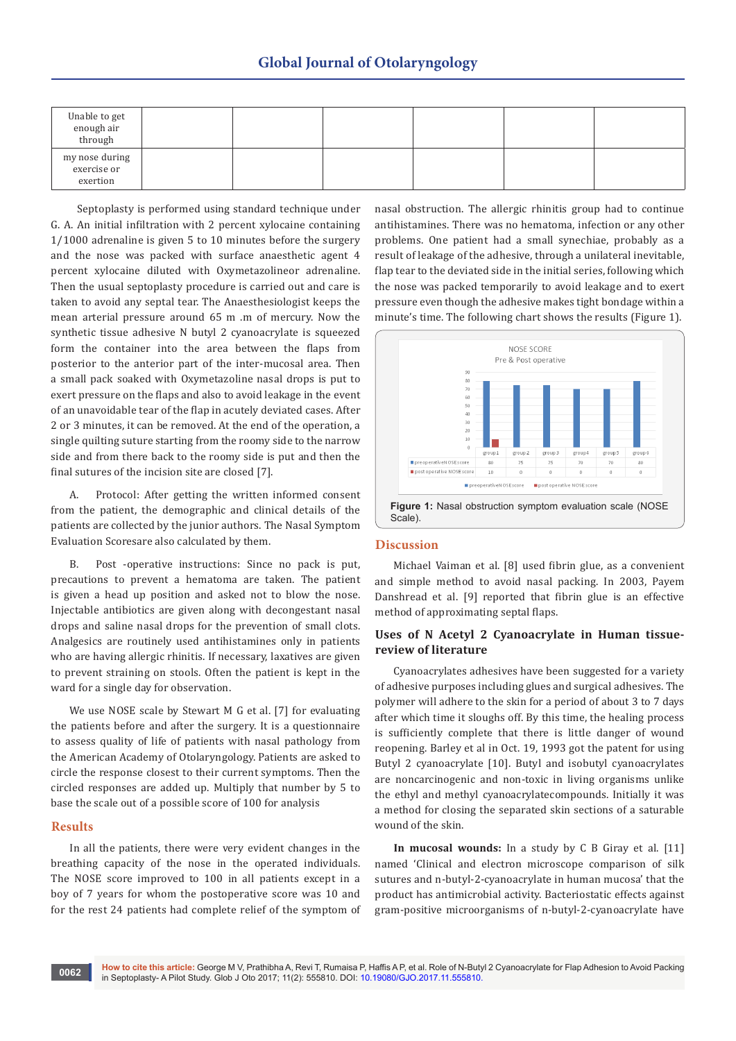| Unable to get enough air through | | | | | | |
|---|---|---|---|---|---|---|
| my nose during exercise or exertion | | | | | | |

Septoplasty is performed using standard technique under G. A. An initial infiltration with 2 percent xylocaine containing 1/1000 adrenaline is given 5 to 10 minutes before the surgery and the nose was packed with surface anaesthetic agent 4 percent xylocaine diluted with Oxymetazolineor adrenaline. Then the usual septoplasty procedure is carried out and care is taken to avoid any septal tear. The Anaesthesiologist keeps the mean arterial pressure around 65 m .m of mercury. Now the synthetic tissue adhesive N butyl 2 cyanoacrylate is squeezed form the container into the area between the flaps from posterior to the anterior part of the inter-mucosal area. Then a small pack soaked with Oxymetazoline nasal drops is put to exert pressure on the flaps and also to avoid leakage in the event of an unavoidable tear of the flap in acutely deviated cases. After 2 or 3 minutes, it can be removed. At the end of the operation, a single quilting suture starting from the roomy side to the narrow side and from there back to the roomy side is put and then the final sutures of the incision site are closed [7].

A. Protocol: After getting the written informed consent from the patient, the demographic and clinical details of the patients are collected by the junior authors. The Nasal Symptom Evaluation Scoresare also calculated by them.

B. Post -operative instructions: Since no pack is put, precautions to prevent a hematoma are taken. The patient is given a head up position and asked not to blow the nose. Injectable antibiotics are given along with decongestant nasal drops and saline nasal drops for the prevention of small clots. Analgesics are routinely used antihistamines only in patients who are having allergic rhinitis. If necessary, laxatives are given to prevent straining on stools. Often the patient is kept in the ward for a single day for observation.

We use NOSE scale by Stewart M G et al. [7] for evaluating the patients before and after the surgery. It is a questionnaire to assess quality of life of patients with nasal pathology from the American Academy of Otolaryngology. Patients are asked to circle the response closest to their current symptoms. Then the circled responses are added up. Multiply that number by 5 to base the scale out of a possible score of 100 for analysis

## Results

In all the patients, there were very evident changes in the breathing capacity of the nose in the operated individuals. The NOSE score improved to 100 in all patients except in a boy of 7 years for whom the postoperative score was 10 and for the rest 24 patients had complete relief of the symptom of nasal obstruction. The allergic rhinitis group had to continue antihistamines. There was no hematoma, infection or any other problems. One patient had a small synechiae, probably as a result of leakage of the adhesive, through a unilateral inevitable, flap tear to the deviated side in the initial series, following which the nose was packed temporarily to avoid leakage and to exert pressure even though the adhesive makes tight bondage within a minute's time. The following chart shows the results (Figure 1).

NOSE SCORE
Pre & Post operative

| | group1 | group2 | group3 | group4 | group5 | group6 |
|---|---|---|---|---|---|---|
| preoperativeN OSEscore | 80 | 75 | 75 | 70 | 70 | 80 |
| post operative NOSE score | 10 | 0 | 0 | 0 | 0 | 0 |

**Figure 1:** Nasal obstruction symptom evaluation scale (NOSE Scale).

## Discussion

Michael Vaiman et al. [8] used fibrin glue, as a convenient and simple method to avoid nasal packing. In 2003, Payem Danshread et al. [9] reported that fibrin glue is an effective method of approximating septal flaps.

### Uses of N Acetyl 2 Cyanoacrylate in Human tissue-review of literature

Cyanoacrylates adhesives have been suggested for a variety of adhesive purposes including glues and surgical adhesives. The polymer will adhere to the skin for a period of about 3 to 7 days after which time it sloughs off. By this time, the healing process is sufficiently complete that there is little danger of wound reopening. Barley et al in Oct. 19, 1993 got the patent for using Butyl 2 cyanoacrylate [10]. Butyl and isobutyl cyanoacrylates are noncarcinogenic and non-toxic in living organisms unlike the ethyl and methyl cyanoacrylatecompounds. Initially it was a method for closing the separated skin sections of a saturable wound of the skin.

**In mucosal wounds:** In a study by C B Giray et al. [11] named 'Clinical and electron microscope comparison of silk sutures and n-butyl-2-cyanoacrylate in human mucosa' that the product has antimicrobial activity. Bacteriostatic effects against gram-positive microorganisms of n-butyl-2-cyanoacrylate have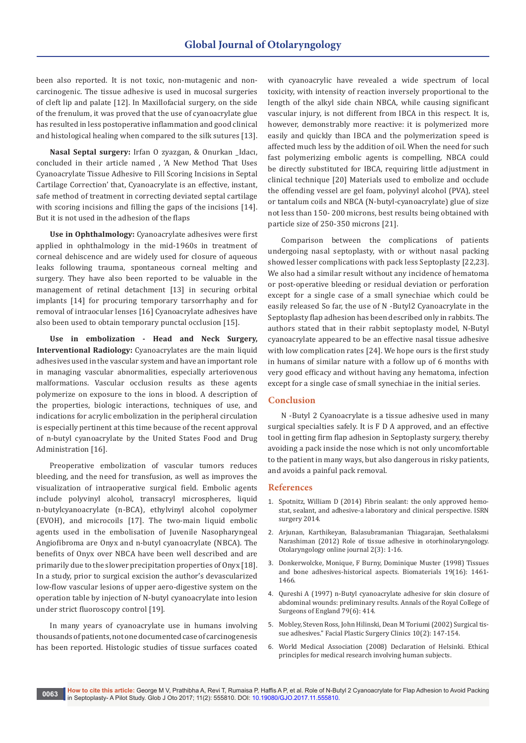been also reported. It is not toxic, non-mutagenic and non-carcinogenic. The tissue adhesive is used in mucosal surgeries of cleft lip and palate [12]. In Maxillofacial surgery, on the side of the frenulum, it was proved that the use of cyanoacrylate glue has resulted in less postoperative inflammation and good clinical and histological healing when compared to the silk sutures [13].

**Nasal Septal surgery:** Irfan O zyazgan, & Onurkan _Idacı, concluded in their article named , 'A New Method That Uses Cyanoacrylate Tissue Adhesive to Fill Scoring Incisions in Septal Cartilage Correction' that, Cyanoacrylate is an effective, instant, safe method of treatment in correcting deviated septal cartilage with scoring incisions and filling the gaps of the incisions [14]. But it is not used in the adhesion of the flaps

**Use in Ophthalmology:** Cyanoacrylate adhesives were first applied in ophthalmology in the mid-1960s in treatment of corneal dehiscence and are widely used for closure of aqueous leaks following trauma, spontaneous corneal melting and surgery. They have also been reported to be valuable in the management of retinal detachment [13] in securing orbital implants [14] for procuring temporary tarsorrhaphy and for removal of intraocular lenses [16] Cyanoacrylate adhesives have also been used to obtain temporary punctal occlusion [15].

**Use in embolization - Head and Neck Surgery, Interventional Radiology:** Cyanoacrylates are the main liquid adhesives used in the vascular system and have an important role in managing vascular abnormalities, especially arteriovenous malformations. Vascular occlusion results as these agents polymerize on exposure to the ions in blood. A description of the properties, biologic interactions, techniques of use, and indications for acrylic embolization in the peripheral circulation is especially pertinent at this time because of the recent approval of n-butyl cyanoacrylate by the United States Food and Drug Administration [16].

Preoperative embolization of vascular tumors reduces bleeding, and the need for transfusion, as well as improves the visualization of intraoperative surgical field. Embolic agents include polyvinyl alcohol, transacryl microspheres, liquid n-butylcyanoacrylate (n-BCA), ethylvinyl alcohol copolymer (EVOH), and microcoils [17]. The two-main liquid embolic agents used in the embolisation of Juvenile Nasopharyngeal Angiofibroma are Onyx and n-butyl cyanoacrylate (NBCA). The benefits of Onyx over NBCA have been well described and are primarily due to the slower precipitation properties of Onyx [18]. In a study, prior to surgical excision the author's devascularized low-flow vascular lesions of upper aero-digestive system on the operation table by injection of N-butyl cyanoacrylate into lesion under strict fluoroscopy control [19].

In many years of cyanoacrylate use in humans involving thousands of patients, not one documented case of carcinogenesis has been reported. Histologic studies of tissue surfaces coated with cyanoacrylic have revealed a wide spectrum of local toxicity, with intensity of reaction inversely proportional to the length of the alkyl side chain NBCA, while causing significant vascular injury, is not different from IBCA in this respect. It is, however, demonstrably more reactive: it is polymerized more easily and quickly than IBCA and the polymerization speed is affected much less by the addition of oil. When the need for such fast polymerizing embolic agents is compelling, NBCA could be directly substituted for IBCA, requiring little adjustment in clinical technique [20] Materials used to embolize and occlude the offending vessel are gel foam, polyvinyl alcohol (PVA), steel or tantalum coils and NBCA (N-butyl-cyanoacrylate) glue of size not less than 150- 200 microns, best results being obtained with particle size of 250-350 microns [21].

Comparison between the complications of patients undergoing nasal septoplasty, with or without nasal packing showed lesser complications with pack less Septoplasty [22,23]. We also had a similar result without any incidence of hematoma or post-operative bleeding or residual deviation or perforation except for a single case of a small synechiae which could be easily released So far, the use of N -Butyl2 Cyanoacrylate in the Septoplasty flap adhesion has been described only in rabbits. The authors stated that in their rabbit septoplasty model, N-Butyl cyanoacrylate appeared to be an effective nasal tissue adhesive with low complication rates [24]. We hope ours is the first study in humans of similar nature with a follow up of 6 months with very good efficacy and without having any hematoma, infection except for a single case of small synechiae in the initial series.

## Conclusion

N -Butyl 2 Cyanoacrylate is a tissue adhesive used in many surgical specialties safely. It is F D A approved, and an effective tool in getting firm flap adhesion in Septoplasty surgery, thereby avoiding a pack inside the nose which is not only uncomfortable to the patient in many ways, but also dangerous in risky patients, and avoids a painful pack removal.

## References

1. Spotnitz, William D (2014) Fibrin sealant: the only approved hemostat, sealant, and adhesive-a laboratory and clinical perspective. ISRN surgery 2014.
2. Arjunan, Karthikeyan, Balasubramanian Thiagarajan, Seethalaksmi Narashiman (2012) Role of tissue adhesive in otorhinolaryngology. Otolaryngology online journal 2(3): 1-16.
3. Donkerwolcke, Monique, F Burny, Dominique Muster (1998) Tissues and bone adhesives-historical aspects. Biomaterials 19(16): 1461-1466.
4. Qureshi A (1997) n-Butyl cyanoacrylate adhesive for skin closure of abdominal wounds: preliminary results. Annals of the Royal College of Surgeons of England 79(6): 414.
5. Mobley, Steven Ross, John Hilinski, Dean M Toriumi (2002) Surgical tissue adhesives." Facial Plastic Surgery Clinics 10(2): 147-154.
6. World Medical Association (2008) Declaration of Helsinki. Ethical principles for medical research involving human subjects.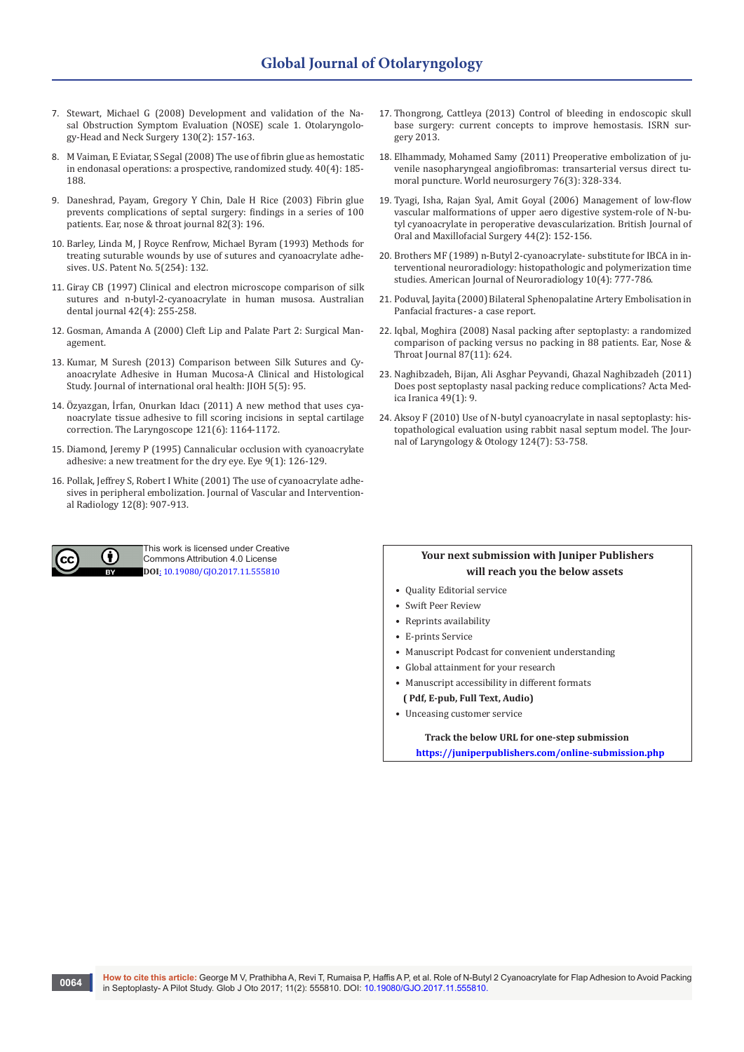7. Stewart, Michael G (2008) Development and validation of the Nasal Obstruction Symptom Evaluation (NOSE) scale 1. Otolaryngology-Head and Neck Surgery 130(2): 157-163.

8. M Vaiman, E Eviatar, S Segal (2008) The use of fibrin glue as hemostatic in endonasal operations: a prospective, randomized study. 40(4): 185-188.

9. Daneshrad, Payam, Gregory Y Chin, Dale H Rice (2003) Fibrin glue prevents complications of septal surgery: findings in a series of 100 patients. Ear, nose & throat journal 82(3): 196.

10. Barley, Linda M, J Royce Renfrow, Michael Byram (1993) Methods for treating suturable wounds by use of sutures and cyanoacrylate adhesives. U.S. Patent No. 5(254): 132.

11. Giray CB (1997) Clinical and electron microscope comparison of silk sutures and n-butyl-2-cyanoacrylate in human musosa. Australian dental journal 42(4): 255-258.

12. Gosman, Amanda A (2000) Cleft Lip and Palate Part 2: Surgical Management.

13. Kumar, M Suresh (2013) Comparison between Silk Sutures and Cyanoacrylate Adhesive in Human Mucosa-A Clinical and Histological Study. Journal of international oral health: JIOH 5(5): 95.

14. Özyazgan, İrfan, Onurkan Idacı (2011) A new method that uses cyanoacrylate tissue adhesive to fill scoring incisions in septal cartilage correction. The Laryngoscope 121(6): 1164-1172.

15. Diamond, Jeremy P (1995) Cannalicular occlusion with cyanoacrylate adhesive: a new treatment for the dry eye. Eye 9(1): 126-129.

16. Pollak, Jeffrey S, Robert I White (2001) The use of cyanoacrylate adhesives in peripheral embolization. Journal of Vascular and Interventional Radiology 12(8): 907-913.

17. Thongrong, Cattleya (2013) Control of bleeding in endoscopic skull base surgery: current concepts to improve hemostasis. ISRN surgery 2013.

18. Elhammady, Mohamed Samy (2011) Preoperative embolization of juvenile nasopharyngeal angiofibromas: transarterial versus direct tumoral puncture. World neurosurgery 76(3): 328-334.

19. Tyagi, Isha, Rajan Syal, Amit Goyal (2006) Management of low-flow vascular malformations of upper aero digestive system-role of N-butyl cyanoacrylate in peroperative devascularization. British Journal of Oral and Maxillofacial Surgery 44(2): 152-156.

20. Brothers MF (1989) n-Butyl 2-cyanoacrylate- substitute for IBCA in interventional neuroradiology: histopathologic and polymerization time studies. American Journal of Neuroradiology 10(4): 777-786.

21. Poduval, Jayita (2000) Bilateral Sphenopalatine Artery Embolisation in Panfacial fractures- a case report.

22. Iqbal, Moghira (2008) Nasal packing after septoplasty: a randomized comparison of packing versus no packing in 88 patients. Ear, Nose & Throat Journal 87(11): 624.

23. Naghibzadeh, Bijan, Ali Asghar Peyvandi, Ghazal Naghibzadeh (2011) Does post septoplasty nasal packing reduce complications? Acta Medica Iranica 49(1): 9.

24. Aksoy F (2010) Use of N-butyl cyanoacrylate in nasal septoplasty: histopathological evaluation using rabbit nasal septum model. The Journal of Laryngology & Otology 124(7): 53-758.

This work is licensed under Creative Commons Attribution 4.0 License
**DOI:** 10.19080/GJO.2017.11.555810

**Your next submission with Juniper Publishers will reach you the below assets**

- Quality Editorial service
- Swift Peer Review
- Reprints availability
- E-prints Service
- Manuscript Podcast for convenient understanding
- Global attainment for your research
- Manuscript accessibility in different formats
  **( Pdf, E-pub, Full Text, Audio)**
- Unceasing customer service

**Track the below URL for one-step submission**
**https://juniperpublishers.com/online-submission.php**